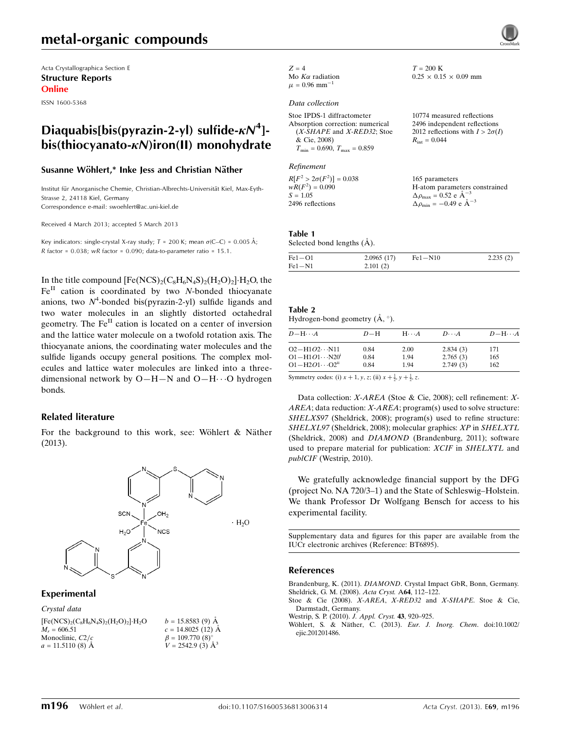Acta Crystallographica Section E
**Structure Reports Online**
ISSN 1600-5368

# Diaquabis[bis(pyrazin-2-yl) sulfide-$\kappa N^4$]-bis(thiocyanato-$\kappa N$)iron(II) monohydrate

**Susanne Wöhlert,* Inke Jess and Christian Näther**

Institut für Anorganische Chemie, Christian-Albrechts-Universität Kiel, Max-Eyth-Strasse 2, 24118 Kiel, Germany
Correspondence e-mail: swoehlert@ac.uni-kiel.de

Received 4 March 2013; accepted 5 March 2013

Key indicators: single-crystal X-ray study; $T$ = 200 K; mean $\sigma$(C–C) = 0.005 Å; $R$ factor = 0.038; $wR$ factor = 0.090; data-to-parameter ratio = 15.1.

In the title compound $[Fe(NCS)_2(C_8H_6N_4S)_2(H_2O)_2]\cdot H_2O$, the $Fe^{II}$ cation is coordinated by two $N$-bonded thiocyanate anions, two $N^4$-bonded bis(pyrazin-2-yl) sulfide ligands and two water molecules in an slightly distorted octahedral geometry. The $Fe^{II}$ cation is located on a center of inversion and the lattice water molecule on a twofold rotation axis. The thiocyanate anions, the coordinating water molecules and the sulfide ligands occupy general positions. The complex molecules and lattice water molecules are linked into a three-dimensional network by O—H—N and O—H···O hydrogen bonds.

## Related literature

For the background to this work, see: Wöhlert & Näther (2013).

## Experimental

### Crystal data

$[Fe(NCS)_2(C_8H_6N_4S)_2(H_2O)_2]\cdot H_2O$
$M_r$ = 606.51
Monoclinic, $C2/c$
$a$ = 11.5110 (8) Å
$b$ = 15.8583 (9) Å
$c$ = 14.8025 (12) Å
$\beta$ = 109.770 (8)°
$V$ = 2542.9 (3) Å$^3$
$Z$ = 4
Mo $K\alpha$ radiation
$\mu$ = 0.96 mm$^{-1}$
$T$ = 200 K
0.25 × 0.15 × 0.09 mm

### Data collection

Stoe IPDS-1 diffractometer
Absorption correction: numerical (*X-SHAPE* and *X-RED32*; Stoe & Cie, 2008)
$T_{min}$ = 0.690, $T_{max}$ = 0.859
10774 measured reflections
2496 independent reflections
2012 reflections with $I > 2\sigma(I)$
$R_{int}$ = 0.044

### Refinement

$R[F^2 > 2\sigma(F^2)]$ = 0.038
$wR(F^2)$ = 0.090
$S$ = 1.05
2496 reflections
165 parameters
H-atom parameters constrained
$\Delta\rho_{max}$ = 0.52 e Å$^{-3}$
$\Delta\rho_{min}$ = −0.49 e Å$^{-3}$

**Table 1**
Selected bond lengths (Å).

| | | | |
|---|---|---|---|
| Fe1—O1 | 2.0965 (17) | Fe1—N10 | 2.235 (2) |
| Fe1—N1 | 2.101 (2) | | |

**Table 2**
Hydrogen-bond geometry (Å, °).

| $D$—H···$A$ | $D$—H | H···$A$ | $D$···$A$ | $D$—H···$A$ |
|---|---|---|---|---|
| O2—H1$O$2···N11 | 0.84 | 2.00 | 2.834 (3) | 171 |
| O1—H1$O$1···N20$^{i}$ | 0.84 | 1.94 | 2.765 (3) | 165 |
| O1—H2$O$1···O2$^{ii}$ | 0.84 | 1.94 | 2.749 (3) | 162 |

Symmetry codes: (i) $x+1, y, z$; (ii) $x+\frac{1}{2}, y+\frac{1}{2}, z$.

Data collection: *X-AREA* (Stoe & Cie, 2008); cell refinement: *X-AREA*; data reduction: *X-AREA*; program(s) used to solve structure: *SHELXS97* (Sheldrick, 2008); program(s) used to refine structure: *SHELXL97* (Sheldrick, 2008); molecular graphics: *XP* in *SHELXTL* (Sheldrick, 2008) and *DIAMOND* (Brandenburg, 2011); software used to prepare material for publication: *XCIF* in *SHELXTL* and *publCIF* (Westrip, 2010).

We gratefully acknowledge financial support by the DFG (project No. NA 720/3–1) and the State of Schleswig–Holstein. We thank Professor Dr Wolfgang Bensch for access to his experimental facility.

Supplementary data and figures for this paper are available from the IUCr electronic archives (Reference: BT6895).

## References

Brandenburg, K. (2011). *DIAMOND*. Crystal Impact GbR, Bonn, Germany.
Sheldrick, G. M. (2008). *Acta Cryst.* A**64**, 112–122.
Stoe & Cie (2008). *X-AREA*, *X-RED32* and *X-SHAPE*. Stoe & Cie, Darmstadt, Germany.
Westrip, S. P. (2010). *J. Appl. Cryst.* **43**, 920–925.
Wöhlert, S. & Näther, C. (2013). *Eur. J. Inorg. Chem.* doi:10.1002/ejic.201201486.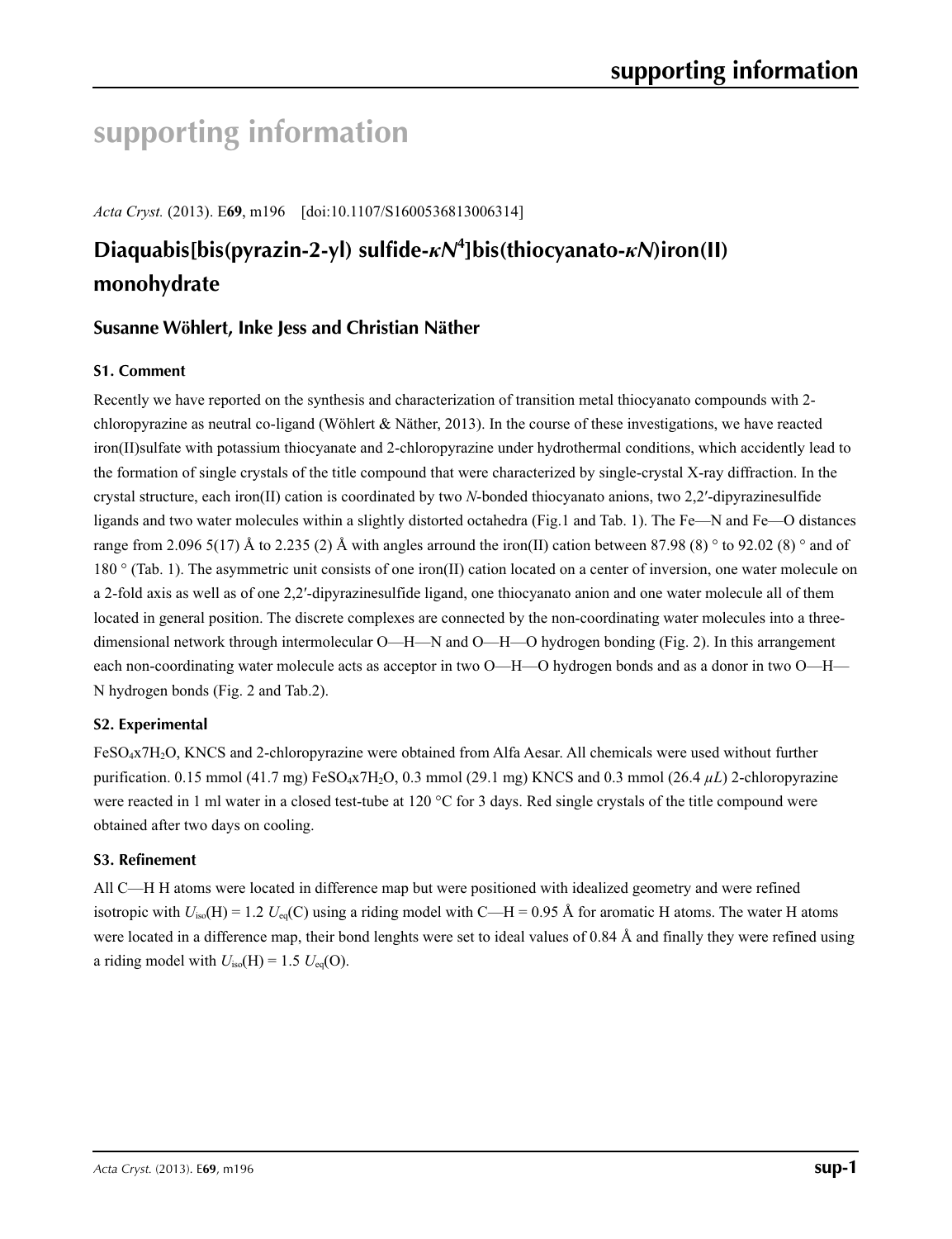# supporting information

*Acta Cryst.* (2013). E**69**, m196 [doi:10.1107/S1600536813006314]

## Diaquabis[bis(pyrazin-2-yl) sulfide-$\kappa N^4$]bis(thiocyanato-$\kappa N$)iron(II) monohydrate

### Susanne Wöhlert, Inke Jess and Christian Näther

#### S1. Comment

Recently we have reported on the synthesis and characterization of transition metal thiocyanato compounds with 2-chloropyrazine as neutral co-ligand (Wöhlert & Näther, 2013). In the course of these investigations, we have reacted iron(II)sulfate with potassium thiocyanate and 2-chloropyrazine under hydrothermal conditions, which accidently lead to the formation of single crystals of the title compound that were characterized by single-crystal X-ray diffraction. In the crystal structure, each iron(II) cation is coordinated by two *N*-bonded thiocyanato anions, two 2,2′-dipyrazinesulfide ligands and two water molecules within a slightly distorted octahedra (Fig.1 and Tab. 1). The Fe—N and Fe—O distances range from 2.096 5(17) Å to 2.235 (2) Å with angles arround the iron(II) cation between 87.98 (8) ° to 92.02 (8) ° and of 180 ° (Tab. 1). The asymmetric unit consists of one iron(II) cation located on a center of inversion, one water molecule on a 2-fold axis as well as of one 2,2′-dipyrazinesulfide ligand, one thiocyanato anion and one water molecule all of them located in general position. The discrete complexes are connected by the non-coordinating water molecules into a three-dimensional network through intermolecular O—H—N and O—H—O hydrogen bonding (Fig. 2). In this arrangement each non-coordinating water molecule acts as acceptor in two O—H—O hydrogen bonds and as a donor in two O—H—N hydrogen bonds (Fig. 2 and Tab.2).

#### S2. Experimental

$FeSO_4x7H_2O$, KNCS and 2-chloropyrazine were obtained from Alfa Aesar. All chemicals were used without further purification. 0.15 mmol (41.7 mg) $FeSO_4x7H_2O$, 0.3 mmol (29.1 mg) KNCS and 0.3 mmol (26.4 *µL*) 2-chloropyrazine were reacted in 1 ml water in a closed test-tube at 120 °C for 3 days. Red single crystals of the title compound were obtained after two days on cooling.

#### S3. Refinement

All C—H H atoms were located in difference map but were positioned with idealized geometry and were refined isotropic with $U_{iso}(H) = 1.2\ U_{eq}(C)$ using a riding model with C—H = 0.95 Å for aromatic H atoms. The water H atoms were located in a difference map, their bond lenghts were set to ideal values of 0.84 Å and finally they were refined using a riding model with $U_{iso}(H) = 1.5\ U_{eq}(O)$.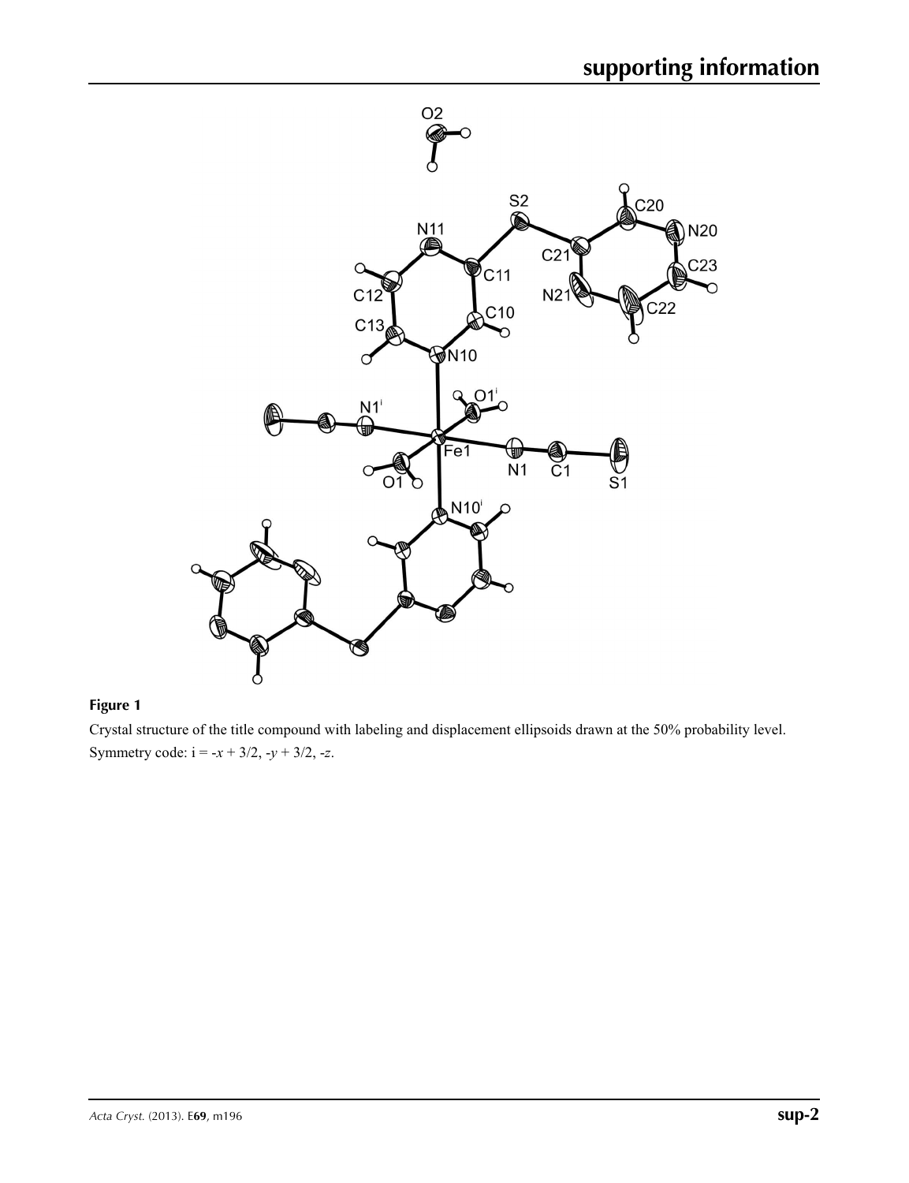**Figure 1**

Crystal structure of the title compound with labeling and displacement ellipsoids drawn at the 50% probability level. Symmetry code: i = -*x* + 3/2, -*y* + 3/2, -*z*.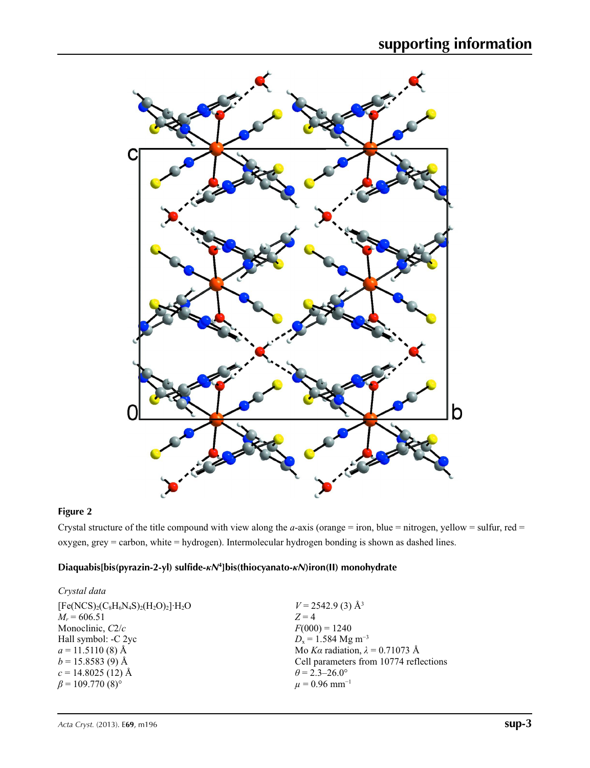**Figure 2**

Crystal structure of the title compound with view along the *a*-axis (orange = iron, blue = nitrogen, yellow = sulfur, red = oxygen, grey = carbon, white = hydrogen). Intermolecular hydrogen bonding is shown as dashed lines.

### Diaquabis[bis(pyrazin-2-yl) sulfide-κ$N^4$]bis(thiocyanato-κ*N*)iron(II) monohydrate

*Crystal data*

$[Fe(NCS)_2(C_8H_6N_4S)_2(H_2O)_2]\cdot H_2O$
$M_r = 606.51$
Monoclinic, *C*2/*c*
Hall symbol: -C 2yc
$a = 11.5110$ (8) Å
$b = 15.8583$ (9) Å
$c = 14.8025$ (12) Å
$\beta = 109.770$ (8)°
$V = 2542.9$ (3) Å$^3$
$Z = 4$
$F(000) = 1240$
$D_x = 1.584$ Mg m$^{-3}$
Mo *Kα* radiation, $\lambda = 0.71073$ Å
Cell parameters from 10774 reflections
$\theta = 2.3$–26.0°
$\mu = 0.96$ mm$^{-1}$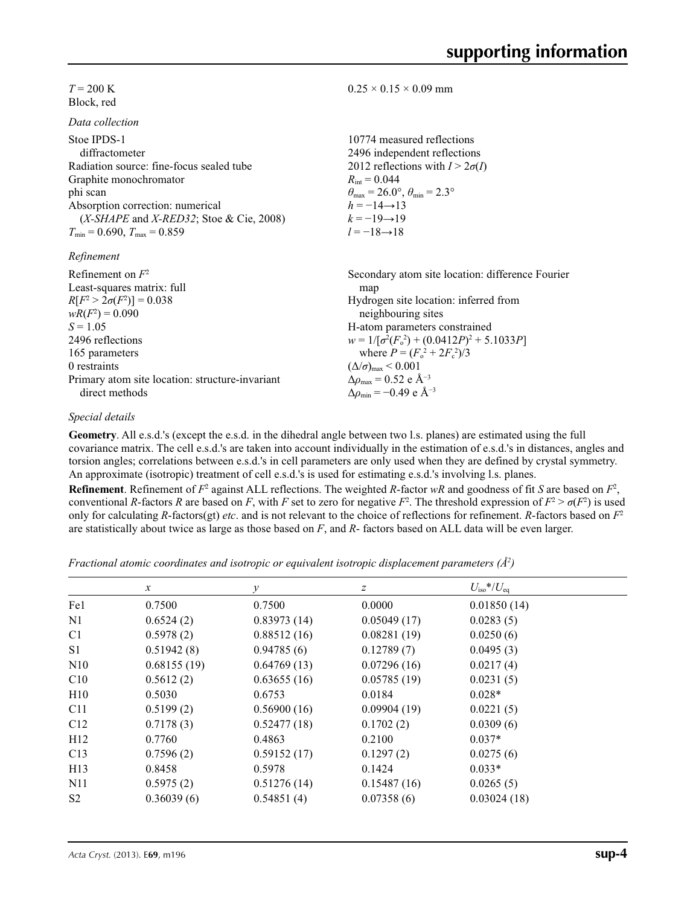$T = 200$ K
Block, red

$0.25 \times 0.15 \times 0.09$ mm

*Data collection*

Stoe IPDS-1 diffractometer
Radiation source: fine-focus sealed tube
Graphite monochromator
phi scan
Absorption correction: numerical (*X-SHAPE* and *X-RED32*; Stoe & Cie, 2008)
$T_{min} = 0.690$, $T_{max} = 0.859$

10774 measured reflections
2496 independent reflections
2012 reflections with $I > 2\sigma(I)$
$R_{int} = 0.044$
$\theta_{max} = 26.0°$, $\theta_{min} = 2.3°$
$h = -14 \rightarrow 13$
$k = -19 \rightarrow 19$
$l = -18 \rightarrow 18$

*Refinement*

Refinement on $F^2$
Least-squares matrix: full
$R[F^2 > 2\sigma(F^2)] = 0.038$
$wR(F^2) = 0.090$
$S = 1.05$
2496 reflections
165 parameters
0 restraints
Primary atom site location: structure-invariant direct methods

Secondary atom site location: difference Fourier map
Hydrogen site location: inferred from neighbouring sites
H-atom parameters constrained
$w = 1/[\sigma^2(F_o^2) + (0.0412P)^2 + 5.1033P]$ where $P = (F_o^2 + 2F_c^2)/3$
$(\Delta/\sigma)_{max} < 0.001$
$\Delta\rho_{max} = 0.52$ e Å$^{-3}$
$\Delta\rho_{min} = -0.49$ e Å$^{-3}$

*Special details*

**Geometry**. All e.s.d.'s (except the e.s.d. in the dihedral angle between two l.s. planes) are estimated using the full covariance matrix. The cell e.s.d.'s are taken into account individually in the estimation of e.s.d.'s in distances, angles and torsion angles; correlations between e.s.d.'s in cell parameters are only used when they are defined by crystal symmetry. An approximate (isotropic) treatment of cell e.s.d.'s is used for estimating e.s.d.'s involving l.s. planes.

**Refinement**. Refinement of $F^2$ against ALL reflections. The weighted *R*-factor *wR* and goodness of fit *S* are based on $F^2$, conventional *R*-factors *R* are based on *F*, with *F* set to zero for negative $F^2$. The threshold expression of $F^2 > \sigma(F^2)$ is used only for calculating *R*-factors(gt) *etc*. and is not relevant to the choice of reflections for refinement. *R*-factors based on $F^2$ are statistically about twice as large as those based on *F*, and *R*- factors based on ALL data will be even larger.

*Fractional atomic coordinates and isotropic or equivalent isotropic displacement parameters (Å$^2$)*

| | *x* | *y* | *z* | $U_{iso}$*/$U_{eq}$ |
|---|---|---|---|---|
| Fe1 | 0.7500 | 0.7500 | 0.0000 | 0.01850 (14) |
| N1 | 0.6524 (2) | 0.83973 (14) | 0.05049 (17) | 0.0283 (5) |
| C1 | 0.5978 (2) | 0.88512 (16) | 0.08281 (19) | 0.0250 (6) |
| S1 | 0.51942 (8) | 0.94785 (6) | 0.12789 (7) | 0.0495 (3) |
| N10 | 0.68155 (19) | 0.64769 (13) | 0.07296 (16) | 0.0217 (4) |
| C10 | 0.5612 (2) | 0.63655 (16) | 0.05785 (19) | 0.0231 (5) |
| H10 | 0.5030 | 0.6753 | 0.0184 | 0.028* |
| C11 | 0.5199 (2) | 0.56900 (16) | 0.09904 (19) | 0.0221 (5) |
| C12 | 0.7178 (3) | 0.52477 (18) | 0.1702 (2) | 0.0309 (6) |
| H12 | 0.7760 | 0.4863 | 0.2100 | 0.037* |
| C13 | 0.7596 (2) | 0.59152 (17) | 0.1297 (2) | 0.0275 (6) |
| H13 | 0.8458 | 0.5978 | 0.1424 | 0.033* |
| N11 | 0.5975 (2) | 0.51276 (14) | 0.15487 (16) | 0.0265 (5) |
| S2 | 0.36039 (6) | 0.54851 (4) | 0.07358 (6) | 0.03024 (18) |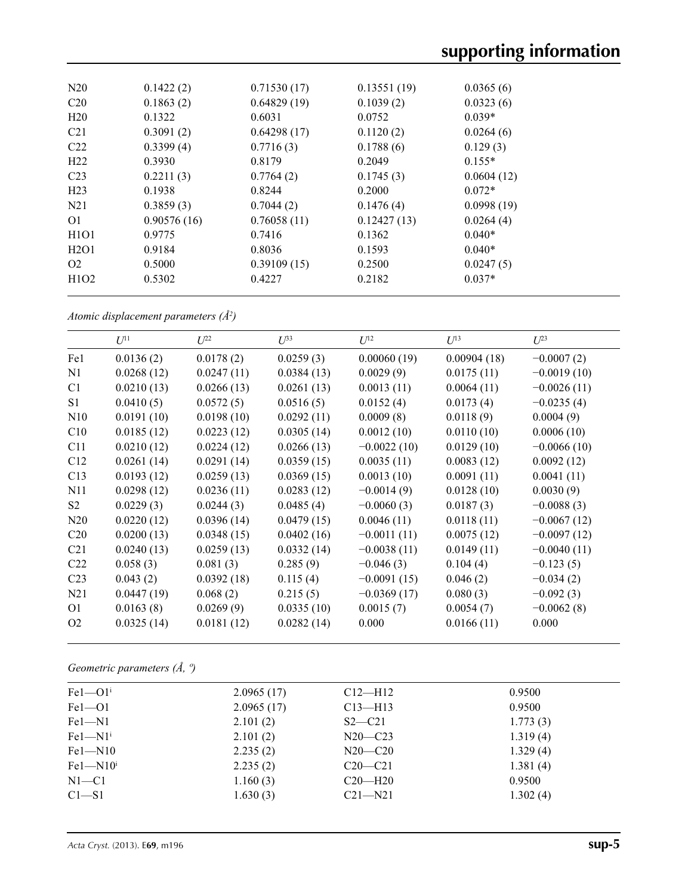| | | | | |
|---|---|---|---|---|
| N20 | 0.1422 (2) | 0.71530 (17) | 0.13551 (19) | 0.0365 (6) |
| C20 | 0.1863 (2) | 0.64829 (19) | 0.1039 (2) | 0.0323 (6) |
| H20 | 0.1322 | 0.6031 | 0.0752 | 0.039* |
| C21 | 0.3091 (2) | 0.64298 (17) | 0.1120 (2) | 0.0264 (6) |
| C22 | 0.3399 (4) | 0.7716 (3) | 0.1788 (6) | 0.129 (3) |
| H22 | 0.3930 | 0.8179 | 0.2049 | 0.155* |
| C23 | 0.2211 (3) | 0.7764 (2) | 0.1745 (3) | 0.0604 (12) |
| H23 | 0.1938 | 0.8244 | 0.2000 | 0.072* |
| N21 | 0.3859 (3) | 0.7044 (2) | 0.1476 (4) | 0.0998 (19) |
| O1 | 0.90576 (16) | 0.76058 (11) | 0.12427 (13) | 0.0264 (4) |
| H1O1 | 0.9775 | 0.7416 | 0.1362 | 0.040* |
| H2O1 | 0.9184 | 0.8036 | 0.1593 | 0.040* |
| O2 | 0.5000 | 0.39109 (15) | 0.2500 | 0.0247 (5) |
| H1O2 | 0.5302 | 0.4227 | 0.2182 | 0.037* |

*Atomic displacement parameters (Å²)*

| | $U^{11}$ | $U^{22}$ | $U^{33}$ | $U^{12}$ | $U^{13}$ | $U^{23}$ |
|---|---|---|---|---|---|---|
| Fe1 | 0.0136 (2) | 0.0178 (2) | 0.0259 (3) | 0.00060 (19) | 0.00904 (18) | −0.0007 (2) |
| N1 | 0.0268 (12) | 0.0247 (11) | 0.0384 (13) | 0.0029 (9) | 0.0175 (11) | −0.0019 (10) |
| C1 | 0.0210 (13) | 0.0266 (13) | 0.0261 (13) | 0.0013 (11) | 0.0064 (11) | −0.0026 (11) |
| S1 | 0.0410 (5) | 0.0572 (5) | 0.0516 (5) | 0.0152 (4) | 0.0173 (4) | −0.0235 (4) |
| N10 | 0.0191 (10) | 0.0198 (10) | 0.0292 (11) | 0.0009 (8) | 0.0118 (9) | 0.0004 (9) |
| C10 | 0.0185 (12) | 0.0223 (12) | 0.0305 (14) | 0.0012 (10) | 0.0110 (10) | 0.0006 (10) |
| C11 | 0.0210 (12) | 0.0224 (12) | 0.0266 (13) | −0.0022 (10) | 0.0129 (10) | −0.0066 (10) |
| C12 | 0.0261 (14) | 0.0291 (14) | 0.0359 (15) | 0.0035 (11) | 0.0083 (12) | 0.0092 (12) |
| C13 | 0.0193 (12) | 0.0259 (13) | 0.0369 (15) | 0.0013 (10) | 0.0091 (11) | 0.0041 (11) |
| N11 | 0.0298 (12) | 0.0236 (11) | 0.0283 (12) | −0.0014 (9) | 0.0128 (10) | 0.0030 (9) |
| S2 | 0.0229 (3) | 0.0244 (3) | 0.0485 (4) | −0.0060 (3) | 0.0187 (3) | −0.0088 (3) |
| N20 | 0.0220 (12) | 0.0396 (14) | 0.0479 (15) | 0.0046 (11) | 0.0118 (11) | −0.0067 (12) |
| C20 | 0.0200 (13) | 0.0348 (15) | 0.0402 (16) | −0.0011 (11) | 0.0075 (12) | −0.0097 (12) |
| C21 | 0.0240 (13) | 0.0259 (13) | 0.0332 (14) | −0.0038 (11) | 0.0149 (11) | −0.0040 (11) |
| C22 | 0.058 (3) | 0.081 (3) | 0.285 (9) | −0.046 (3) | 0.104 (4) | −0.123 (5) |
| C23 | 0.043 (2) | 0.0392 (18) | 0.115 (4) | −0.0091 (15) | 0.046 (2) | −0.034 (2) |
| N21 | 0.0447 (19) | 0.068 (2) | 0.215 (5) | −0.0369 (17) | 0.080 (3) | −0.092 (3) |
| O1 | 0.0163 (8) | 0.0269 (9) | 0.0335 (10) | 0.0015 (7) | 0.0054 (7) | −0.0062 (8) |
| O2 | 0.0325 (14) | 0.0181 (12) | 0.0282 (14) | 0.000 | 0.0166 (11) | 0.000 |

*Geometric parameters (Å, º)*

| | | | |
|---|---|---|---|
| Fe1—O1$^{i}$ | 2.0965 (17) | C12—H12 | 0.9500 |
| Fe1—O1 | 2.0965 (17) | C13—H13 | 0.9500 |
| Fe1—N1 | 2.101 (2) | S2—C21 | 1.773 (3) |
| Fe1—N1$^{i}$ | 2.101 (2) | N20—C23 | 1.319 (4) |
| Fe1—N10 | 2.235 (2) | N20—C20 | 1.329 (4) |
| Fe1—N10$^{i}$ | 2.235 (2) | C20—C21 | 1.381 (4) |
| N1—C1 | 1.160 (3) | C20—H20 | 0.9500 |
| C1—S1 | 1.630 (3) | C21—N21 | 1.302 (4) |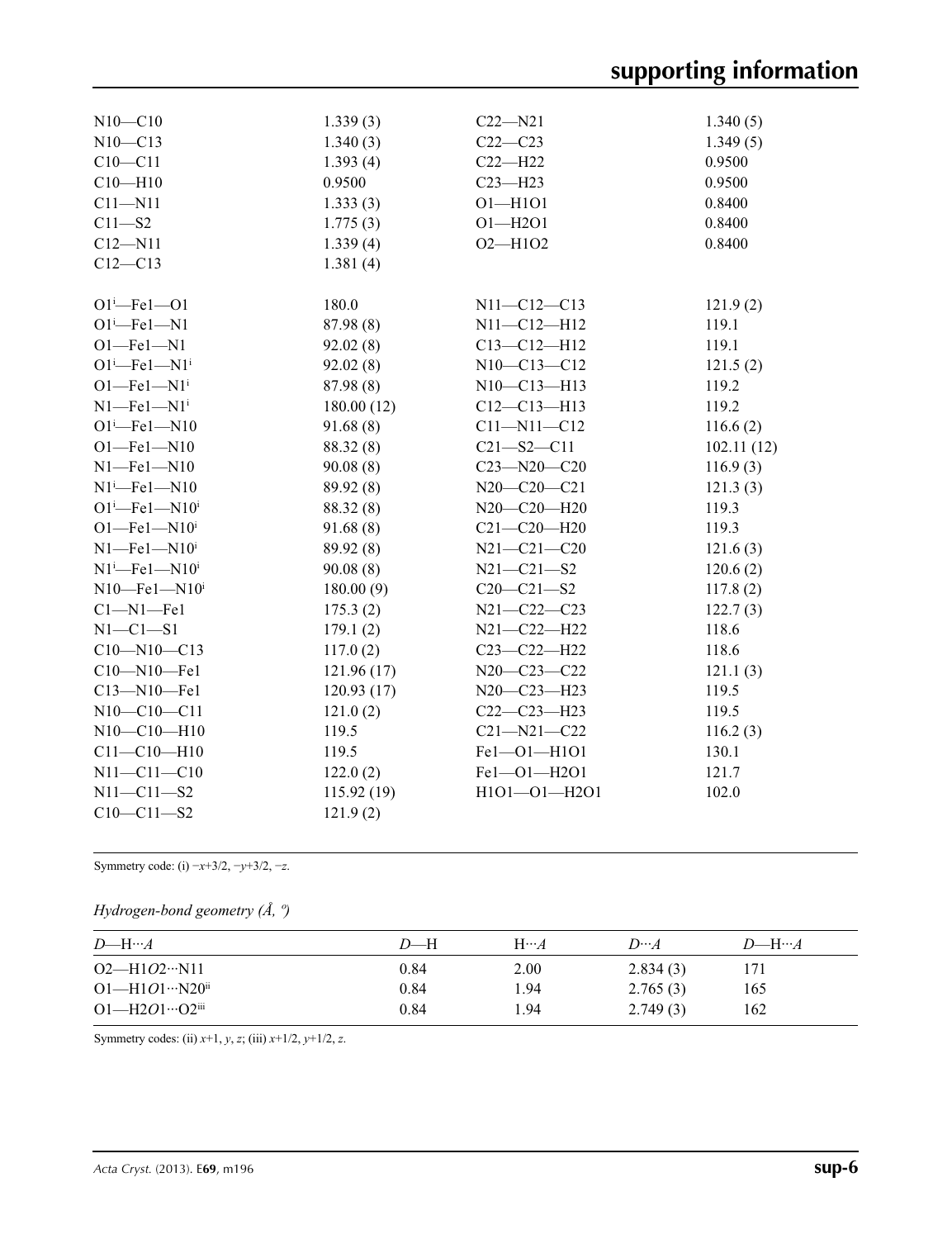| | | | |
|---|---|---|---|
| N10—C10 | 1.339 (3) | C22—N21 | 1.340 (5) |
| N10—C13 | 1.340 (3) | C22—C23 | 1.349 (5) |
| C10—C11 | 1.393 (4) | C22—H22 | 0.9500 |
| C10—H10 | 0.9500 | C23—H23 | 0.9500 |
| C11—N11 | 1.333 (3) | O1—H1O1 | 0.8400 |
| C11—S2 | 1.775 (3) | O1—H2O1 | 0.8400 |
| C12—N11 | 1.339 (4) | O2—H1O2 | 0.8400 |
| C12—C13 | 1.381 (4) | | |
| | | | |
| O1$^{i}$—Fe1—O1 | 180.0 | N11—C12—C13 | 121.9 (2) |
| O1$^{i}$—Fe1—N1 | 87.98 (8) | N11—C12—H12 | 119.1 |
| O1—Fe1—N1 | 92.02 (8) | C13—C12—H12 | 119.1 |
| O1$^{i}$—Fe1—N1$^{i}$ | 92.02 (8) | N10—C13—C12 | 121.5 (2) |
| O1—Fe1—N1$^{i}$ | 87.98 (8) | N10—C13—H13 | 119.2 |
| N1—Fe1—N1$^{i}$ | 180.00 (12) | C12—C13—H13 | 119.2 |
| O1$^{i}$—Fe1—N10 | 91.68 (8) | C11—N11—C12 | 116.6 (2) |
| O1—Fe1—N10 | 88.32 (8) | C21—S2—C11 | 102.11 (12) |
| N1—Fe1—N10 | 90.08 (8) | C23—N20—C20 | 116.9 (3) |
| N1$^{i}$—Fe1—N10 | 89.92 (8) | N20—C20—C21 | 121.3 (3) |
| O1$^{i}$—Fe1—N10$^{i}$ | 88.32 (8) | N20—C20—H20 | 119.3 |
| O1—Fe1—N10$^{i}$ | 91.68 (8) | C21—C20—H20 | 119.3 |
| N1—Fe1—N10$^{i}$ | 89.92 (8) | N21—C21—C20 | 121.6 (3) |
| N1$^{i}$—Fe1—N10$^{i}$ | 90.08 (8) | N21—C21—S2 | 120.6 (2) |
| N10—Fe1—N10$^{i}$ | 180.00 (9) | C20—C21—S2 | 117.8 (2) |
| C1—N1—Fe1 | 175.3 (2) | N21—C22—C23 | 122.7 (3) |
| N1—C1—S1 | 179.1 (2) | N21—C22—H22 | 118.6 |
| C10—N10—C13 | 117.0 (2) | C23—C22—H22 | 118.6 |
| C10—N10—Fe1 | 121.96 (17) | N20—C23—C22 | 121.1 (3) |
| C13—N10—Fe1 | 120.93 (17) | N20—C23—H23 | 119.5 |
| N10—C10—C11 | 121.0 (2) | C22—C23—H23 | 119.5 |
| N10—C10—H10 | 119.5 | C21—N21—C22 | 116.2 (3) |
| C11—C10—H10 | 119.5 | Fe1—O1—H1O1 | 130.1 |
| N11—C11—C10 | 122.0 (2) | Fe1—O1—H2O1 | 121.7 |
| N11—C11—S2 | 115.92 (19) | H1O1—O1—H2O1 | 102.0 |
| C10—C11—S2 | 121.9 (2) | | |

Symmetry code: (i) $-x+3/2, -y+3/2, -z$.

*Hydrogen-bond geometry (Å, º)*

| *D*—H···*A* | *D*—H | H···*A* | *D*···*A* | *D*—H···*A* |
|---|---|---|---|---|
| O2—H1*O*2···N11 | 0.84 | 2.00 | 2.834 (3) | 171 |
| O1—H1*O*1···N20$^{ii}$ | 0.84 | 1.94 | 2.765 (3) | 165 |
| O1—H2*O*1···O2$^{iii}$ | 0.84 | 1.94 | 2.749 (3) | 162 |

Symmetry codes: (ii) $x+1, y, z$; (iii) $x+1/2, y+1/2, z$.